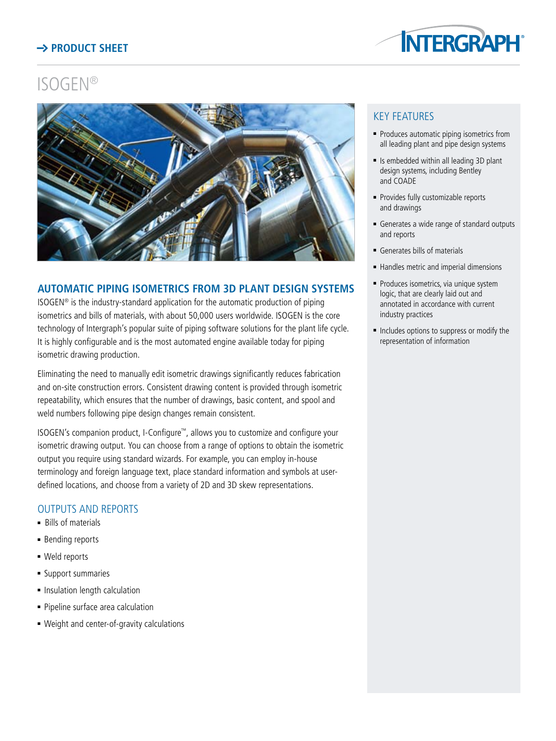→ PRODUCT SHEET

# ISOGEN®

## AUTOMATIC PIPING ISOMETRICS FROM 3D PLANT DESIGN SYSTEMS

ISOGEN® is the industry-standard application for the automatic production of piping isometrics and bills of materials, with about 50,000 users worldwide. ISOGEN is the core technology of Intergraph's popular suite of piping software solutions for the plant life cycle. It is highly configurable and is the most automated engine available today for piping isometric drawing production.

Eliminating the need to manually edit isometric drawings significantly reduces fabrication and on-site construction errors. Consistent drawing content is provided through isometric repeatability, which ensures that the number of drawings, basic content, and spool and weld numbers following pipe design changes remain consistent.

ISOGEN's companion product, I-Configure™, allows you to customize and configure your isometric drawing output. You can choose from a range of options to obtain the isometric output you require using standard wizards. For example, you can employ in-house terminology and foreign language text, place standard information and symbols at user-defined locations, and choose from a variety of 2D and 3D skew representations.

## OUTPUTS AND REPORTS

- Bills of materials
- Bending reports
- Weld reports
- Support summaries
- Insulation length calculation
- Pipeline surface area calculation
- Weight and center-of-gravity calculations

## KEY FEATURES

- Produces automatic piping isometrics from all leading plant and pipe design systems
- Is embedded within all leading 3D plant design systems, including Bentley and COADE
- Provides fully customizable reports and drawings
- Generates a wide range of standard outputs and reports
- Generates bills of materials
- Handles metric and imperial dimensions
- Produces isometrics, via unique system logic, that are clearly laid out and annotated in accordance with current industry practices
- Includes options to suppress or modify the representation of information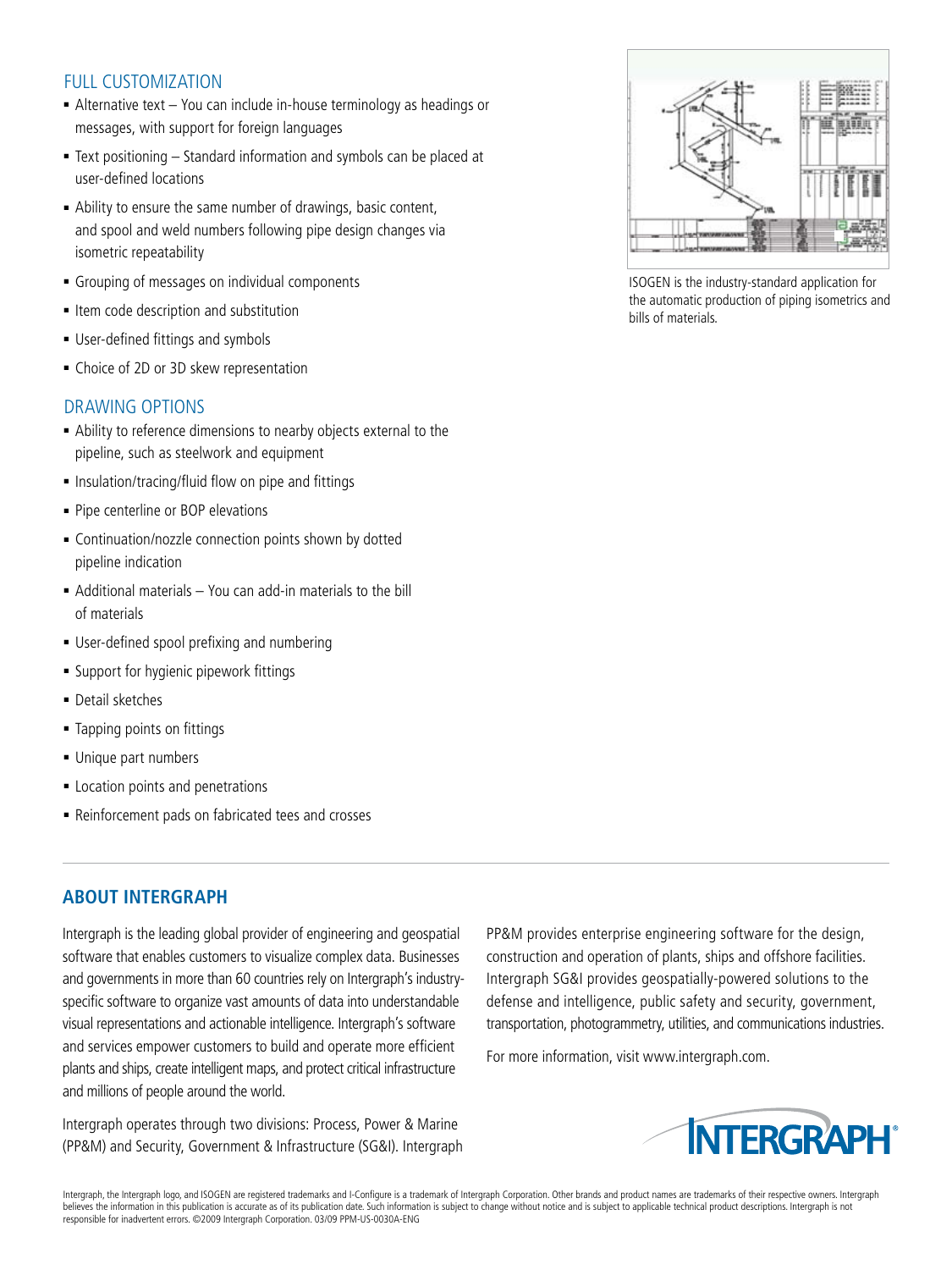## FULL CUSTOMIZATION

- Alternative text – You can include in-house terminology as headings or messages, with support for foreign languages
- Text positioning – Standard information and symbols can be placed at user-defined locations
- Ability to ensure the same number of drawings, basic content, and spool and weld numbers following pipe design changes via isometric repeatability
- Grouping of messages on individual components
- Item code description and substitution
- User-defined fittings and symbols
- Choice of 2D or 3D skew representation

## DRAWING OPTIONS

- Ability to reference dimensions to nearby objects external to the pipeline, such as steelwork and equipment
- Insulation/tracing/fluid flow on pipe and fittings
- Pipe centerline or BOP elevations
- Continuation/nozzle connection points shown by dotted pipeline indication
- Additional materials – You can add-in materials to the bill of materials
- User-defined spool prefixing and numbering
- Support for hygienic pipework fittings
- Detail sketches
- Tapping points on fittings
- Unique part numbers
- Location points and penetrations
- Reinforcement pads on fabricated tees and crosses

ISOGEN is the industry-standard application for the automatic production of piping isometrics and bills of materials.

## ABOUT INTERGRAPH

Intergraph is the leading global provider of engineering and geospatial software that enables customers to visualize complex data. Businesses and governments in more than 60 countries rely on Intergraph's industry-specific software to organize vast amounts of data into understandable visual representations and actionable intelligence. Intergraph's software and services empower customers to build and operate more efficient plants and ships, create intelligent maps, and protect critical infrastructure and millions of people around the world.

Intergraph operates through two divisions: Process, Power & Marine (PP&M) and Security, Government & Infrastructure (SG&I). Intergraph PP&M provides enterprise engineering software for the design, construction and operation of plants, ships and offshore facilities. Intergraph SG&I provides geospatially-powered solutions to the defense and intelligence, public safety and security, government, transportation, photogrammetry, utilities, and communications industries.

For more information, visit www.intergraph.com.

INTERGRAPH®

Intergraph, the Intergraph logo, and ISOGEN are registered trademarks and I-Configure is a trademark of Intergraph Corporation. Other brands and product names are trademarks of their respective owners. Intergraph believes the information in this publication is accurate as of its publication date. Such information is subject to change without notice and is subject to applicable technical product descriptions. Intergraph is not responsible for inadvertent errors. ©2009 Intergraph Corporation. 03/09 PPM-US-0030A-ENG